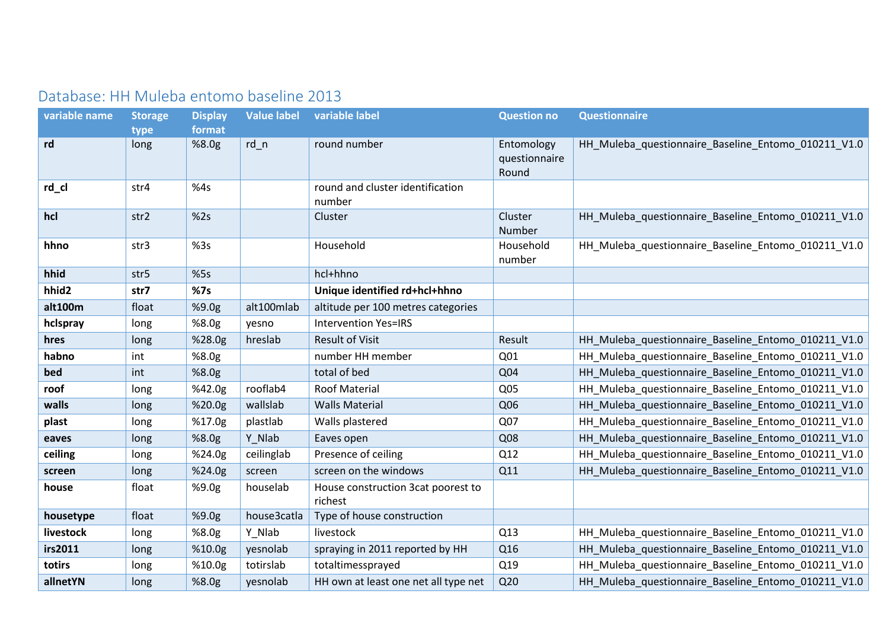## Database: HH Muleba entomo baseline 2013

| variable name | Storage type | Display format | Value label | variable label | Question no | Questionnaire |
|---|---|---|---|---|---|---|
| **rd** | long | %8.0g | rd_n | round number | Entomology questionnaire Round | HH_Muleba_questionnaire_Baseline_Entomo_010211_V1.0 |
| **rd_cl** | str4 | %4s | | round and cluster identification number | | |
| **hcl** | str2 | %2s | | Cluster | Cluster Number | HH_Muleba_questionnaire_Baseline_Entomo_010211_V1.0 |
| **hhno** | str3 | %3s | | Household | Household number | HH_Muleba_questionnaire_Baseline_Entomo_010211_V1.0 |
| **hhid** | str5 | %5s | | hcl+hhno | | |
| **hhid2** | **str7** | **%7s** | | **Unique identified rd+hcl+hhno** | | |
| **alt100m** | float | %9.0g | alt100mlab | altitude per 100 metres categories | | |
| **hclspray** | long | %8.0g | yesno | Intervention Yes=IRS | | |
| **hres** | long | %28.0g | hreslab | Result of Visit | Result | HH_Muleba_questionnaire_Baseline_Entomo_010211_V1.0 |
| **habno** | int | %8.0g | | number HH member | Q01 | HH_Muleba_questionnaire_Baseline_Entomo_010211_V1.0 |
| **bed** | int | %8.0g | | total of bed | Q04 | HH_Muleba_questionnaire_Baseline_Entomo_010211_V1.0 |
| **roof** | long | %42.0g | rooflab4 | Roof Material | Q05 | HH_Muleba_questionnaire_Baseline_Entomo_010211_V1.0 |
| **walls** | long | %20.0g | wallslab | Walls Material | Q06 | HH_Muleba_questionnaire_Baseline_Entomo_010211_V1.0 |
| **plast** | long | %17.0g | plastlab | Walls plastered | Q07 | HH_Muleba_questionnaire_Baseline_Entomo_010211_V1.0 |
| **eaves** | long | %8.0g | Y_Nlab | Eaves open | Q08 | HH_Muleba_questionnaire_Baseline_Entomo_010211_V1.0 |
| **ceiling** | long | %24.0g | ceilinglab | Presence of ceiling | Q12 | HH_Muleba_questionnaire_Baseline_Entomo_010211_V1.0 |
| **screen** | long | %24.0g | screen | screen on the windows | Q11 | HH_Muleba_questionnaire_Baseline_Entomo_010211_V1.0 |
| **house** | float | %9.0g | houselab | House construction 3cat poorest to richest | | |
| **housetype** | float | %9.0g | house3catla | Type of house construction | | |
| **livestock** | long | %8.0g | Y_Nlab | livestock | Q13 | HH_Muleba_questionnaire_Baseline_Entomo_010211_V1.0 |
| **irs2011** | long | %10.0g | yesnolab | spraying in 2011 reported by HH | Q16 | HH_Muleba_questionnaire_Baseline_Entomo_010211_V1.0 |
| **totirs** | long | %10.0g | totirslab | totaltimessprayed | Q19 | HH_Muleba_questionnaire_Baseline_Entomo_010211_V1.0 |
| **allnetYN** | long | %8.0g | yesnolab | HH own at least one net all type net | Q20 | HH_Muleba_questionnaire_Baseline_Entomo_010211_V1.0 |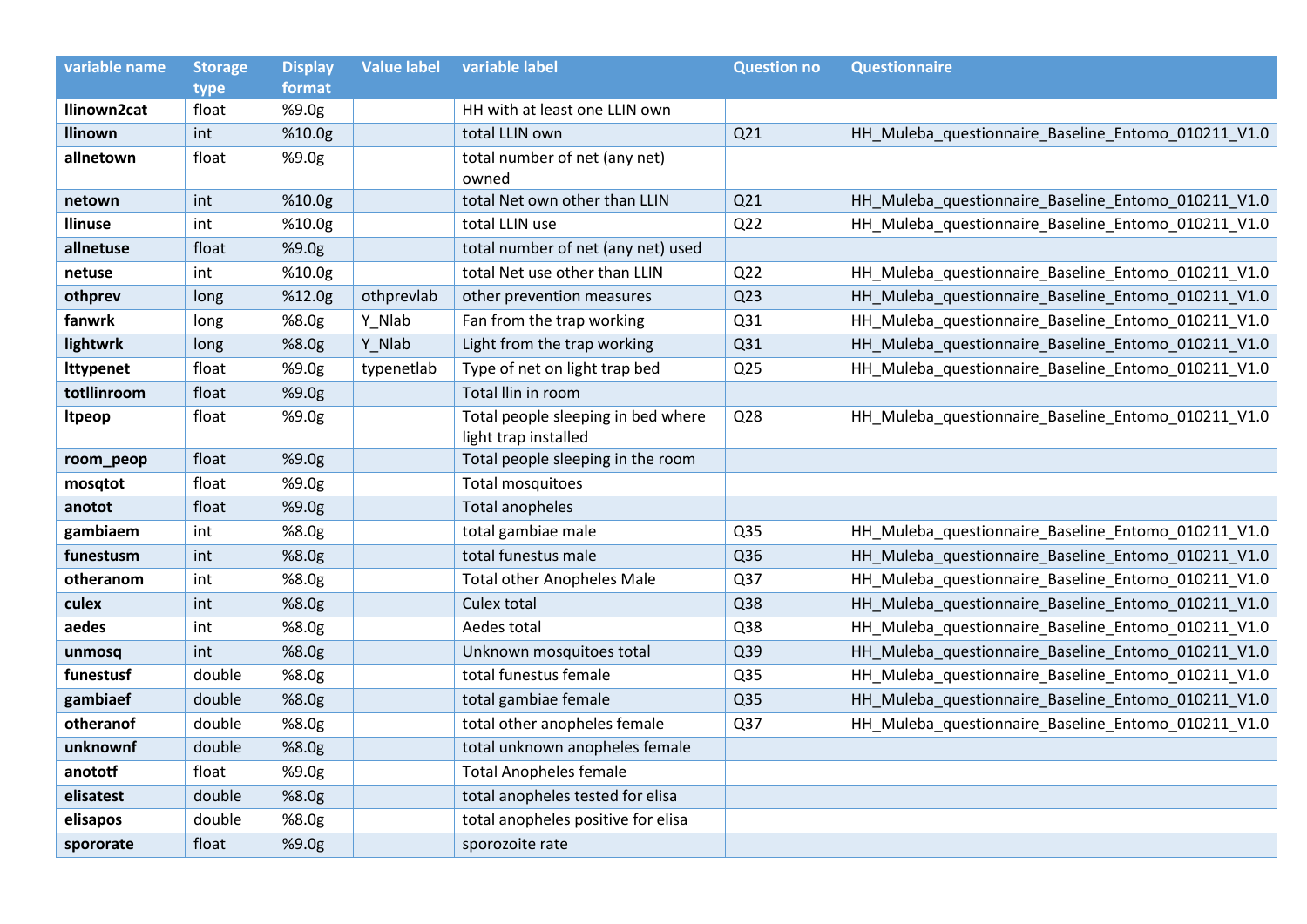| variable name | Storage type | Display format | Value label | variable label | Question no | Questionnaire |
|---|---|---|---|---|---|---|
| **llinown2cat** | float | %9.0g | | HH with at least one LLIN own | | |
| **llinown** | int | %10.0g | | total LLIN own | Q21 | HH_Muleba_questionnaire_Baseline_Entomo_010211_V1.0 |
| **allnetown** | float | %9.0g | | total number of net (any net) owned | | |
| **netown** | int | %10.0g | | total Net own other than LLIN | Q21 | HH_Muleba_questionnaire_Baseline_Entomo_010211_V1.0 |
| **llinuse** | int | %10.0g | | total LLIN use | Q22 | HH_Muleba_questionnaire_Baseline_Entomo_010211_V1.0 |
| **allnetuse** | float | %9.0g | | total number of net (any net) used | | |
| **netuse** | int | %10.0g | | total Net use other than LLIN | Q22 | HH_Muleba_questionnaire_Baseline_Entomo_010211_V1.0 |
| **othprev** | long | %12.0g | othprevlab | other prevention measures | Q23 | HH_Muleba_questionnaire_Baseline_Entomo_010211_V1.0 |
| **fanwrk** | long | %8.0g | Y_Nlab | Fan from the trap working | Q31 | HH_Muleba_questionnaire_Baseline_Entomo_010211_V1.0 |
| **lightwrk** | long | %8.0g | Y_Nlab | Light from the trap working | Q31 | HH_Muleba_questionnaire_Baseline_Entomo_010211_V1.0 |
| **lttypenet** | float | %9.0g | typenetlab | Type of net on light trap bed | Q25 | HH_Muleba_questionnaire_Baseline_Entomo_010211_V1.0 |
| **totllinroom** | float | %9.0g | | Total llin in room | | |
| **ltpeop** | float | %9.0g | | Total people sleeping in bed where light trap installed | Q28 | HH_Muleba_questionnaire_Baseline_Entomo_010211_V1.0 |
| **room_peop** | float | %9.0g | | Total people sleeping in the room | | |
| **mosqtot** | float | %9.0g | | Total mosquitoes | | |
| **anotot** | float | %9.0g | | Total anopheles | | |
| **gambiaem** | int | %8.0g | | total gambiae male | Q35 | HH_Muleba_questionnaire_Baseline_Entomo_010211_V1.0 |
| **funestusm** | int | %8.0g | | total funestus male | Q36 | HH_Muleba_questionnaire_Baseline_Entomo_010211_V1.0 |
| **otheranom** | int | %8.0g | | Total other Anopheles Male | Q37 | HH_Muleba_questionnaire_Baseline_Entomo_010211_V1.0 |
| **culex** | int | %8.0g | | Culex total | Q38 | HH_Muleba_questionnaire_Baseline_Entomo_010211_V1.0 |
| **aedes** | int | %8.0g | | Aedes total | Q38 | HH_Muleba_questionnaire_Baseline_Entomo_010211_V1.0 |
| **unmosq** | int | %8.0g | | Unknown mosquitoes total | Q39 | HH_Muleba_questionnaire_Baseline_Entomo_010211_V1.0 |
| **funestusf** | double | %8.0g | | total funestus female | Q35 | HH_Muleba_questionnaire_Baseline_Entomo_010211_V1.0 |
| **gambiaef** | double | %8.0g | | total gambiae female | Q35 | HH_Muleba_questionnaire_Baseline_Entomo_010211_V1.0 |
| **otheranof** | double | %8.0g | | total other anopheles female | Q37 | HH_Muleba_questionnaire_Baseline_Entomo_010211_V1.0 |
| **unknownf** | double | %8.0g | | total unknown anopheles female | | |
| **anototf** | float | %9.0g | | Total Anopheles female | | |
| **elisatest** | double | %8.0g | | total anopheles tested for elisa | | |
| **elisapos** | double | %8.0g | | total anopheles positive for elisa | | |
| **spororate** | float | %9.0g | | sporozoite rate | | |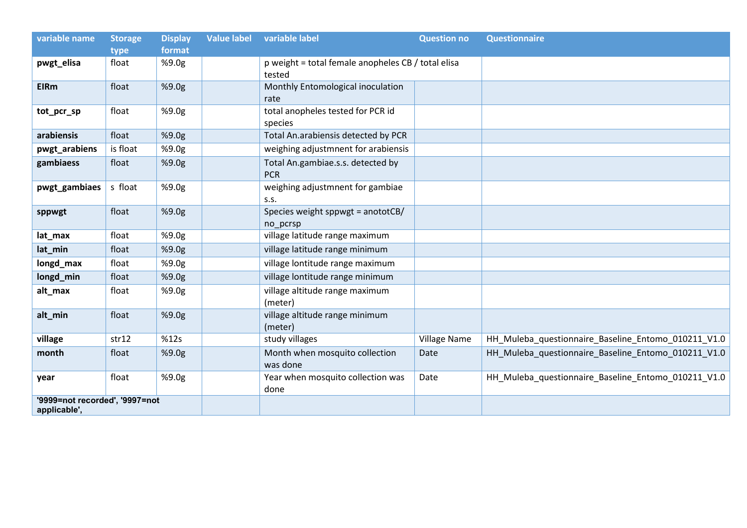| variable name | Storage type | Display format | Value label | variable label | Question no | Questionnaire |
|---|---|---|---|---|---|---|
| **pwgt_elisa** | float | %9.0g | | p weight = total female anopheles CB / total elisa tested | | |
| **EIRm** | float | %9.0g | | Monthly Entomological inoculation rate | | |
| **tot_pcr_sp** | float | %9.0g | | total anopheles tested for PCR id species | | |
| **arabiensis** | float | %9.0g | | Total An.arabiensis detected by PCR | | |
| **pwgt_arabiens** | is float | %9.0g | | weighing adjustmnent for arabiensis | | |
| **gambiaess** | float | %9.0g | | Total An.gambiae.s.s. detected by PCR | | |
| **pwgt_gambiaes** | s float | %9.0g | | weighing adjustmnent for gambiae s.s. | | |
| **sppwgt** | float | %9.0g | | Species weight sppwgt = anototCB/ no_pcrsp | | |
| **lat_max** | float | %9.0g | | village latitude range maximum | | |
| **lat_min** | float | %9.0g | | village latitude range minimum | | |
| **longd_max** | float | %9.0g | | village lontitude range maximum | | |
| **longd_min** | float | %9.0g | | village lontitude range minimum | | |
| **alt_max** | float | %9.0g | | village altitude range maximum (meter) | | |
| **alt_min** | float | %9.0g | | village altitude range minimum (meter) | | |
| **village** | str12 | %12s | | study villages | Village Name | HH_Muleba_questionnaire_Baseline_Entomo_010211_V1.0 |
| **month** | float | %9.0g | | Month when mosquito collection was done | Date | HH_Muleba_questionnaire_Baseline_Entomo_010211_V1.0 |
| **year** | float | %9.0g | | Year when mosquito collection was done | Date | HH_Muleba_questionnaire_Baseline_Entomo_010211_V1.0 |
| **'9999=not recorded', '9997=not applicable',** | | | | | | |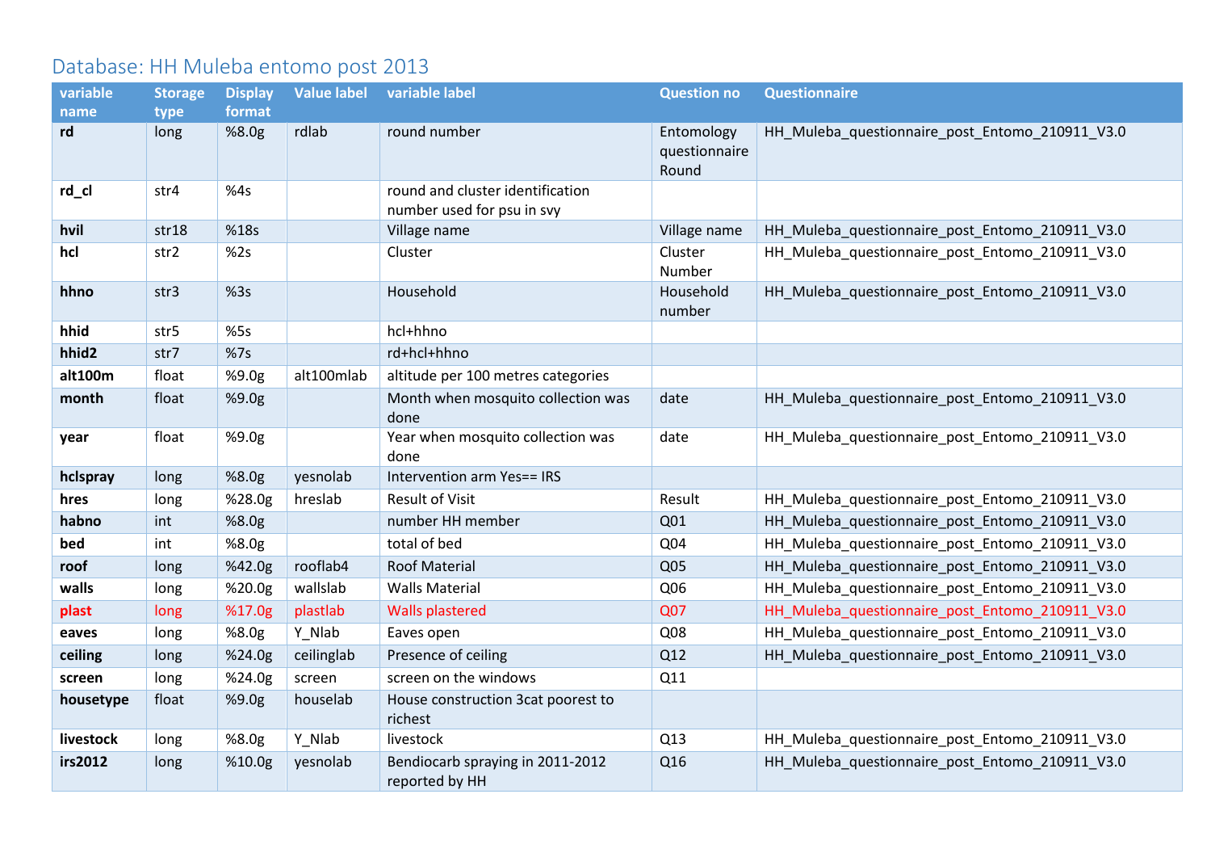## Database: HH Muleba entomo post 2013

| variable name | Storage type | Display format | Value label | variable label | Question no | Questionnaire |
|---|---|---|---|---|---|---|
| **rd** | long | %8.0g | rdlab | round number | Entomology questionnaire Round | HH_Muleba_questionnaire_post_Entomo_210911_V3.0 |
| **rd_cl** | str4 | %4s | | round and cluster identification number used for psu in svy | | |
| **hvil** | str18 | %18s | | Village name | Village name | HH_Muleba_questionnaire_post_Entomo_210911_V3.0 |
| **hcl** | str2 | %2s | | Cluster | Cluster Number | HH_Muleba_questionnaire_post_Entomo_210911_V3.0 |
| **hhno** | str3 | %3s | | Household | Household number | HH_Muleba_questionnaire_post_Entomo_210911_V3.0 |
| **hhid** | str5 | %5s | | hcl+hhno | | |
| **hhid2** | str7 | %7s | | rd+hcl+hhno | | |
| **alt100m** | float | %9.0g | alt100mlab | altitude per 100 metres categories | | |
| **month** | float | %9.0g | | Month when mosquito collection was done | date | HH_Muleba_questionnaire_post_Entomo_210911_V3.0 |
| **year** | float | %9.0g | | Year when mosquito collection was done | date | HH_Muleba_questionnaire_post_Entomo_210911_V3.0 |
| **hclspray** | long | %8.0g | yesnolab | Intervention arm Yes== IRS | | |
| **hres** | long | %28.0g | hreslab | Result of Visit | Result | HH_Muleba_questionnaire_post_Entomo_210911_V3.0 |
| **habno** | int | %8.0g | | number HH member | Q01 | HH_Muleba_questionnaire_post_Entomo_210911_V3.0 |
| **bed** | int | %8.0g | | total of bed | Q04 | HH_Muleba_questionnaire_post_Entomo_210911_V3.0 |
| **roof** | long | %42.0g | rooflab4 | Roof Material | Q05 | HH_Muleba_questionnaire_post_Entomo_210911_V3.0 |
| **walls** | long | %20.0g | wallslab | Walls Material | Q06 | HH_Muleba_questionnaire_post_Entomo_210911_V3.0 |
| **plast** | long | %17.0g | plastlab | Walls plastered | Q07 | HH_Muleba_questionnaire_post_Entomo_210911_V3.0 |
| **eaves** | long | %8.0g | Y_Nlab | Eaves open | Q08 | HH_Muleba_questionnaire_post_Entomo_210911_V3.0 |
| **ceiling** | long | %24.0g | ceilinglab | Presence of ceiling | Q12 | HH_Muleba_questionnaire_post_Entomo_210911_V3.0 |
| **screen** | long | %24.0g | screen | screen on the windows | Q11 | |
| **housetype** | float | %9.0g | houselab | House construction 3cat poorest to richest | | |
| **livestock** | long | %8.0g | Y_Nlab | livestock | Q13 | HH_Muleba_questionnaire_post_Entomo_210911_V3.0 |
| **irs2012** | long | %10.0g | yesnolab | Bendiocarb spraying in 2011-2012 reported by HH | Q16 | HH_Muleba_questionnaire_post_Entomo_210911_V3.0 |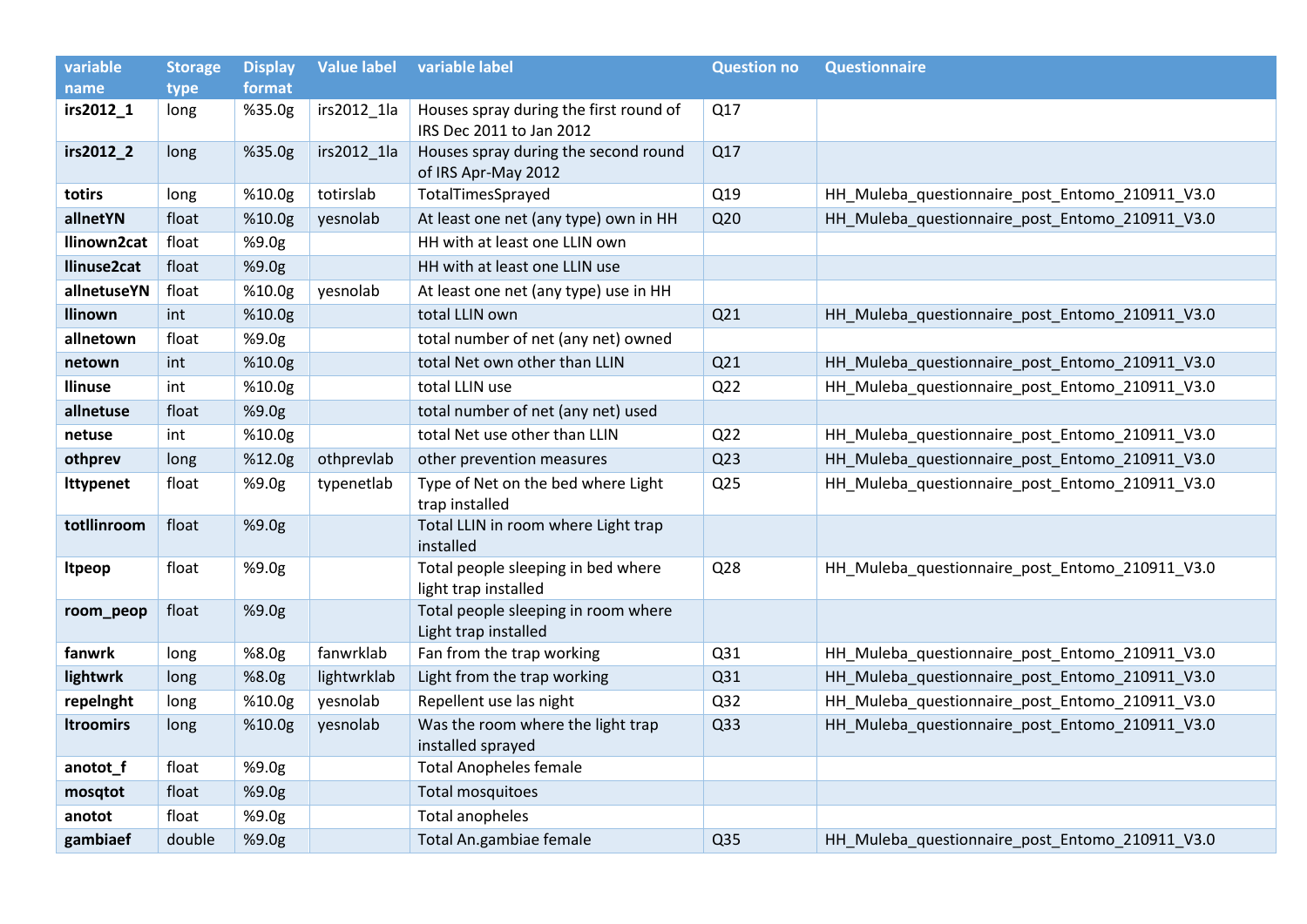| variable name | Storage type | Display format | Value label | variable label | Question no | Questionnaire |
|---|---|---|---|---|---|---|
| **irs2012_1** | long | %35.0g | irs2012_1la | Houses spray during the first round of IRS Dec 2011 to Jan 2012 | Q17 | |
| **irs2012_2** | long | %35.0g | irs2012_1la | Houses spray during the second round of IRS Apr-May 2012 | Q17 | |
| **totirs** | long | %10.0g | totirslab | TotalTimesSprayed | Q19 | HH_Muleba_questionnaire_post_Entomo_210911_V3.0 |
| **allnetYN** | float | %10.0g | yesnolab | At least one net (any type) own in HH | Q20 | HH_Muleba_questionnaire_post_Entomo_210911_V3.0 |
| **llinown2cat** | float | %9.0g | | HH with at least one LLIN own | | |
| **llinuse2cat** | float | %9.0g | | HH with at least one LLIN use | | |
| **allnetuseYN** | float | %10.0g | yesnolab | At least one net (any type) use in HH | | |
| **llinown** | int | %10.0g | | total LLIN own | Q21 | HH_Muleba_questionnaire_post_Entomo_210911_V3.0 |
| **allnetown** | float | %9.0g | | total number of net (any net) owned | | |
| **netown** | int | %10.0g | | total Net own other than LLIN | Q21 | HH_Muleba_questionnaire_post_Entomo_210911_V3.0 |
| **llinuse** | int | %10.0g | | total LLIN use | Q22 | HH_Muleba_questionnaire_post_Entomo_210911_V3.0 |
| **allnetuse** | float | %9.0g | | total number of net (any net) used | | |
| **netuse** | int | %10.0g | | total Net use other than LLIN | Q22 | HH_Muleba_questionnaire_post_Entomo_210911_V3.0 |
| **othprev** | long | %12.0g | othprevlab | other prevention measures | Q23 | HH_Muleba_questionnaire_post_Entomo_210911_V3.0 |
| **lttypenet** | float | %9.0g | typenetlab | Type of Net on the bed where Light trap installed | Q25 | HH_Muleba_questionnaire_post_Entomo_210911_V3.0 |
| **totllinroom** | float | %9.0g | | Total LLIN in room where Light trap installed | | |
| **ltpeop** | float | %9.0g | | Total people sleeping in bed where light trap installed | Q28 | HH_Muleba_questionnaire_post_Entomo_210911_V3.0 |
| **room_peop** | float | %9.0g | | Total people sleeping in room where Light trap installed | | |
| **fanwrk** | long | %8.0g | fanwrklab | Fan from the trap working | Q31 | HH_Muleba_questionnaire_post_Entomo_210911_V3.0 |
| **lightwrk** | long | %8.0g | lightwrklab | Light from the trap working | Q31 | HH_Muleba_questionnaire_post_Entomo_210911_V3.0 |
| **repelnght** | long | %10.0g | yesnolab | Repellent use las night | Q32 | HH_Muleba_questionnaire_post_Entomo_210911_V3.0 |
| **ltroomirs** | long | %10.0g | yesnolab | Was the room where the light trap installed sprayed | Q33 | HH_Muleba_questionnaire_post_Entomo_210911_V3.0 |
| **anotot_f** | float | %9.0g | | Total Anopheles female | | |
| **mosqtot** | float | %9.0g | | Total mosquitoes | | |
| **anotot** | float | %9.0g | | Total anopheles | | |
| **gambiaef** | double | %9.0g | | Total An.gambiae female | Q35 | HH_Muleba_questionnaire_post_Entomo_210911_V3.0 |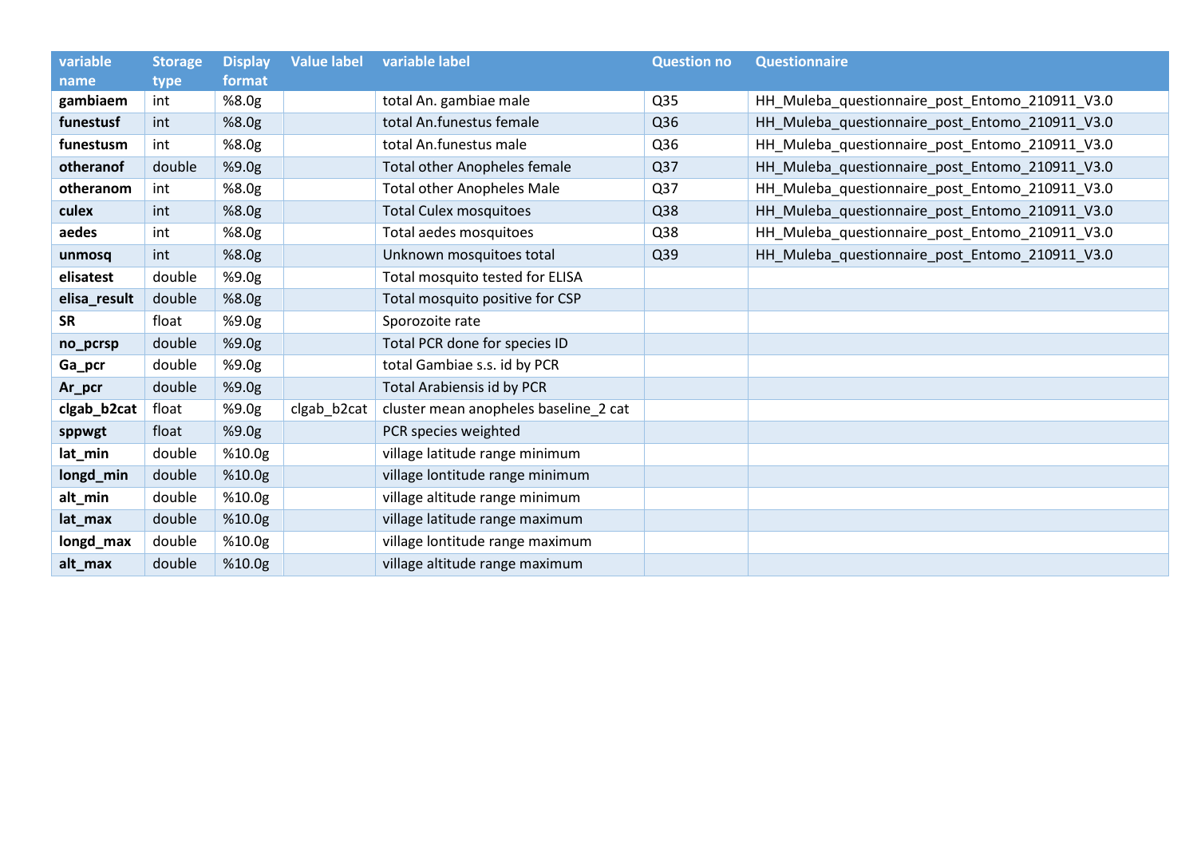| variable name | Storage type | Display format | Value label | variable label | Question no | Questionnaire |
|---|---|---|---|---|---|---|
| **gambiaem** | int | %8.0g | | total An. gambiae male | Q35 | HH_Muleba_questionnaire_post_Entomo_210911_V3.0 |
| **funestusf** | int | %8.0g | | total An.funestus female | Q36 | HH_Muleba_questionnaire_post_Entomo_210911_V3.0 |
| **funestusm** | int | %8.0g | | total An.funestus male | Q36 | HH_Muleba_questionnaire_post_Entomo_210911_V3.0 |
| **otheranof** | double | %9.0g | | Total other Anopheles female | Q37 | HH_Muleba_questionnaire_post_Entomo_210911_V3.0 |
| **otheranom** | int | %8.0g | | Total other Anopheles Male | Q37 | HH_Muleba_questionnaire_post_Entomo_210911_V3.0 |
| **culex** | int | %8.0g | | Total Culex mosquitoes | Q38 | HH_Muleba_questionnaire_post_Entomo_210911_V3.0 |
| **aedes** | int | %8.0g | | Total aedes mosquitoes | Q38 | HH_Muleba_questionnaire_post_Entomo_210911_V3.0 |
| **unmosq** | int | %8.0g | | Unknown mosquitoes total | Q39 | HH_Muleba_questionnaire_post_Entomo_210911_V3.0 |
| **elisatest** | double | %9.0g | | Total mosquito tested for ELISA | | |
| **elisa_result** | double | %8.0g | | Total mosquito positive for CSP | | |
| **SR** | float | %9.0g | | Sporozoite rate | | |
| **no_pcrsp** | double | %9.0g | | Total PCR done for species ID | | |
| **Ga_pcr** | double | %9.0g | | total Gambiae s.s. id by PCR | | |
| **Ar_pcr** | double | %9.0g | | Total Arabiensis id by PCR | | |
| **clgab_b2cat** | float | %9.0g | clgab_b2cat | cluster mean anopheles baseline_2 cat | | |
| **sppwgt** | float | %9.0g | | PCR species weighted | | |
| **lat_min** | double | %10.0g | | village latitude range minimum | | |
| **longd_min** | double | %10.0g | | village lontitude range minimum | | |
| **alt_min** | double | %10.0g | | village altitude range minimum | | |
| **lat_max** | double | %10.0g | | village latitude range maximum | | |
| **longd_max** | double | %10.0g | | village lontitude range maximum | | |
| **alt_max** | double | %10.0g | | village altitude range maximum | | |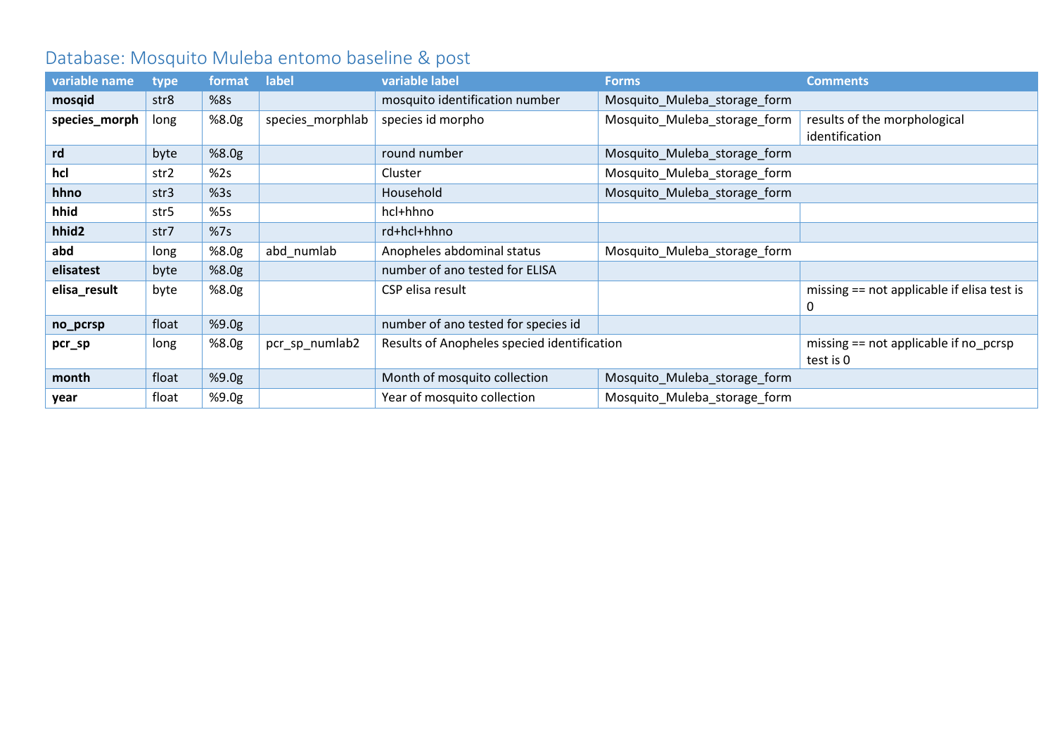## Database: Mosquito Muleba entomo baseline & post

| variable name | type | format | label | variable label | Forms | Comments |
|---|---|---|---|---|---|---|
| **mosqid** | str8 | %8s | | mosquito identification number | Mosquito_Muleba_storage_form | |
| **species_morph** | long | %8.0g | species_morphlab | species id morpho | Mosquito_Muleba_storage_form | results of the morphological identification |
| **rd** | byte | %8.0g | | round number | Mosquito_Muleba_storage_form | |
| **hcl** | str2 | %2s | | Cluster | Mosquito_Muleba_storage_form | |
| **hhno** | str3 | %3s | | Household | Mosquito_Muleba_storage_form | |
| **hhid** | str5 | %5s | | hcl+hhno | | |
| **hhid2** | str7 | %7s | | rd+hcl+hhno | | |
| **abd** | long | %8.0g | abd_numlab | Anopheles abdominal status | Mosquito_Muleba_storage_form | |
| **elisatest** | byte | %8.0g | | number of ano tested for ELISA | | |
| **elisa_result** | byte | %8.0g | | CSP elisa result | | missing == not applicable if elisa test is 0 |
| **no_pcrsp** | float | %9.0g | | number of ano tested for species id | | |
| **pcr_sp** | long | %8.0g | pcr_sp_numlab2 | Results of Anopheles specied identification | | missing == not applicable if no_pcrsp test is 0 |
| **month** | float | %9.0g | | Month of mosquito collection | Mosquito_Muleba_storage_form | |
| **year** | float | %9.0g | | Year of mosquito collection | Mosquito_Muleba_storage_form | |